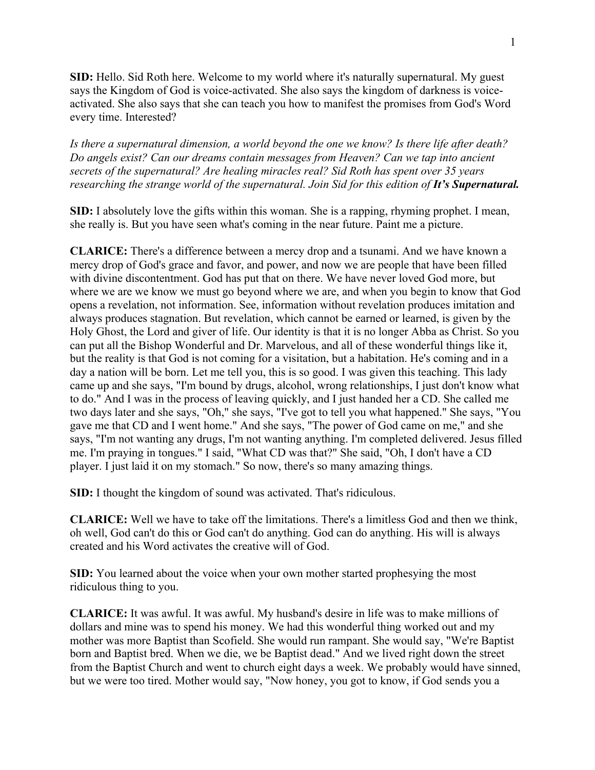**SID:** Hello. Sid Roth here. Welcome to my world where it's naturally supernatural. My guest says the Kingdom of God is voice-activated. She also says the kingdom of darkness is voice-activated. She also says that she can teach you how to manifest the promises from God's Word every time. Interested?

*Is there a supernatural dimension, a world beyond the one we know? Is there life after death? Do angels exist? Can our dreams contain messages from Heaven? Can we tap into ancient secrets of the supernatural? Are healing miracles real? Sid Roth has spent over 35 years researching the strange world of the supernatural. Join Sid for this edition of* ***It's Supernatural.***

**SID:** I absolutely love the gifts within this woman. She is a rapping, rhyming prophet. I mean, she really is. But you have seen what's coming in the near future. Paint me a picture.

**CLARICE:** There's a difference between a mercy drop and a tsunami. And we have known a mercy drop of God's grace and favor, and power, and now we are people that have been filled with divine discontentment. God has put that on there. We have never loved God more, but where we are we know we must go beyond where we are, and when you begin to know that God opens a revelation, not information. See, information without revelation produces imitation and always produces stagnation. But revelation, which cannot be earned or learned, is given by the Holy Ghost, the Lord and giver of life. Our identity is that it is no longer Abba as Christ. So you can put all the Bishop Wonderful and Dr. Marvelous, and all of these wonderful things like it, but the reality is that God is not coming for a visitation, but a habitation. He's coming and in a day a nation will be born. Let me tell you, this is so good. I was given this teaching. This lady came up and she says, "I'm bound by drugs, alcohol, wrong relationships, I just don't know what to do." And I was in the process of leaving quickly, and I just handed her a CD. She called me two days later and she says, "Oh," she says, "I've got to tell you what happened." She says, "You gave me that CD and I went home." And she says, "The power of God came on me," and she says, "I'm not wanting any drugs, I'm not wanting anything. I'm completed delivered. Jesus filled me. I'm praying in tongues." I said, "What CD was that?" She said, "Oh, I don't have a CD player. I just laid it on my stomach." So now, there's so many amazing things.

**SID:** I thought the kingdom of sound was activated. That's ridiculous.

**CLARICE:** Well we have to take off the limitations. There's a limitless God and then we think, oh well, God can't do this or God can't do anything. God can do anything. His will is always created and his Word activates the creative will of God.

**SID:** You learned about the voice when your own mother started prophesying the most ridiculous thing to you.

**CLARICE:** It was awful. It was awful. My husband's desire in life was to make millions of dollars and mine was to spend his money. We had this wonderful thing worked out and my mother was more Baptist than Scofield. She would run rampant. She would say, "We're Baptist born and Baptist bred. When we die, we be Baptist dead." And we lived right down the street from the Baptist Church and went to church eight days a week. We probably would have sinned, but we were too tired. Mother would say, "Now honey, you got to know, if God sends you a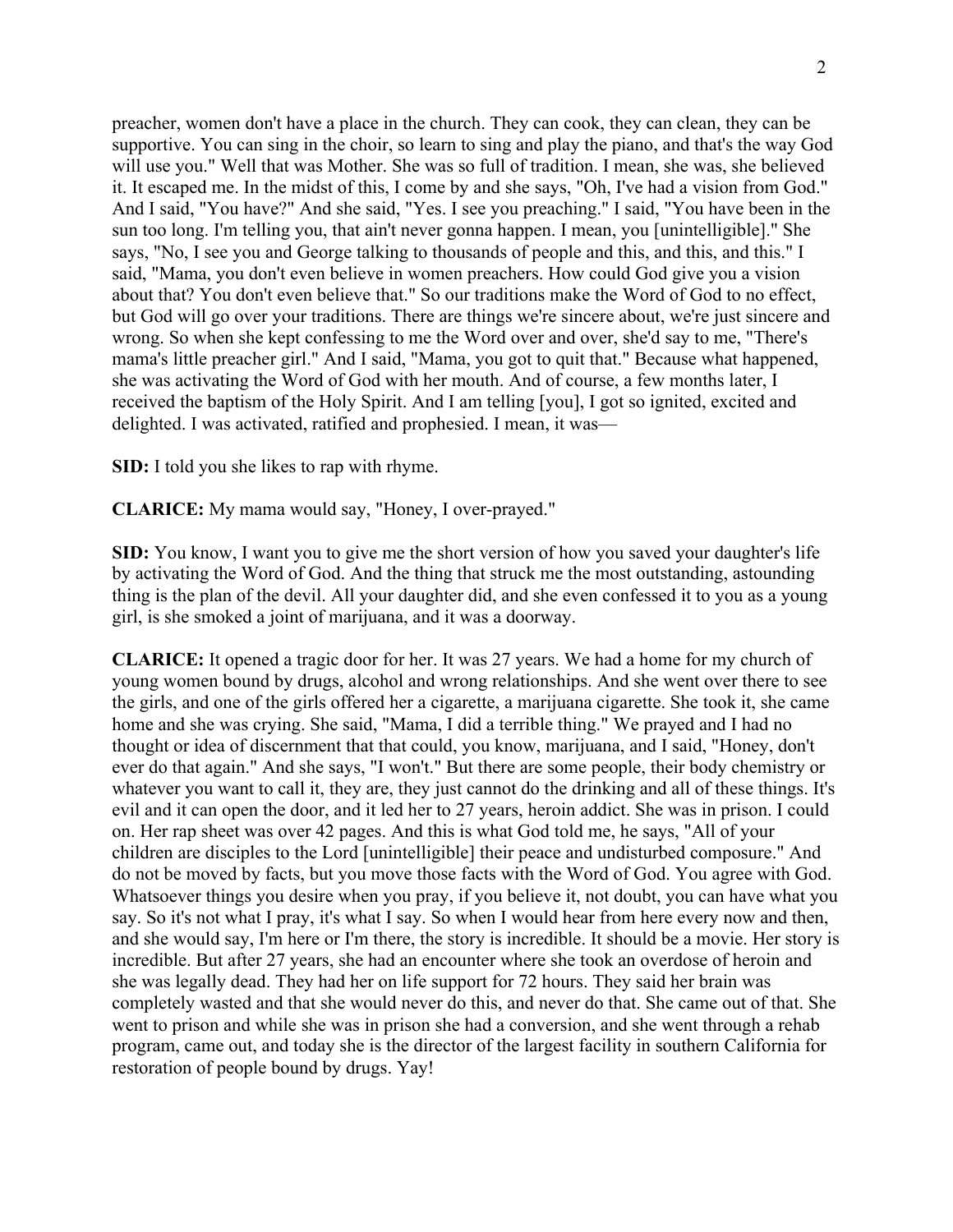preacher, women don't have a place in the church. They can cook, they can clean, they can be supportive. You can sing in the choir, so learn to sing and play the piano, and that's the way God will use you." Well that was Mother. She was so full of tradition. I mean, she was, she believed it. It escaped me. In the midst of this, I come by and she says, "Oh, I've had a vision from God." And I said, "You have?" And she said, "Yes. I see you preaching." I said, "You have been in the sun too long. I'm telling you, that ain't never gonna happen. I mean, you [unintelligible]." She says, "No, I see you and George talking to thousands of people and this, and this, and this." I said, "Mama, you don't even believe in women preachers. How could God give you a vision about that? You don't even believe that." So our traditions make the Word of God to no effect, but God will go over your traditions. There are things we're sincere about, we're just sincere and wrong. So when she kept confessing to me the Word over and over, she'd say to me, "There's mama's little preacher girl." And I said, "Mama, you got to quit that." Because what happened, she was activating the Word of God with her mouth. And of course, a few months later, I received the baptism of the Holy Spirit. And I am telling [you], I got so ignited, excited and delighted. I was activated, ratified and prophesied. I mean, it was—

**SID:** I told you she likes to rap with rhyme.

**CLARICE:** My mama would say, "Honey, I over-prayed."

**SID:** You know, I want you to give me the short version of how you saved your daughter's life by activating the Word of God. And the thing that struck me the most outstanding, astounding thing is the plan of the devil. All your daughter did, and she even confessed it to you as a young girl, is she smoked a joint of marijuana, and it was a doorway.

**CLARICE:** It opened a tragic door for her. It was 27 years. We had a home for my church of young women bound by drugs, alcohol and wrong relationships. And she went over there to see the girls, and one of the girls offered her a cigarette, a marijuana cigarette. She took it, she came home and she was crying. She said, "Mama, I did a terrible thing." We prayed and I had no thought or idea of discernment that that could, you know, marijuana, and I said, "Honey, don't ever do that again." And she says, "I won't." But there are some people, their body chemistry or whatever you want to call it, they are, they just cannot do the drinking and all of these things. It's evil and it can open the door, and it led her to 27 years, heroin addict. She was in prison. I could on. Her rap sheet was over 42 pages. And this is what God told me, he says, "All of your children are disciples to the Lord [unintelligible] their peace and undisturbed composure." And do not be moved by facts, but you move those facts with the Word of God. You agree with God. Whatsoever things you desire when you pray, if you believe it, not doubt, you can have what you say. So it's not what I pray, it's what I say. So when I would hear from here every now and then, and she would say, I'm here or I'm there, the story is incredible. It should be a movie. Her story is incredible. But after 27 years, she had an encounter where she took an overdose of heroin and she was legally dead. They had her on life support for 72 hours. They said her brain was completely wasted and that she would never do this, and never do that. She came out of that. She went to prison and while she was in prison she had a conversion, and she went through a rehab program, came out, and today she is the director of the largest facility in southern California for restoration of people bound by drugs. Yay!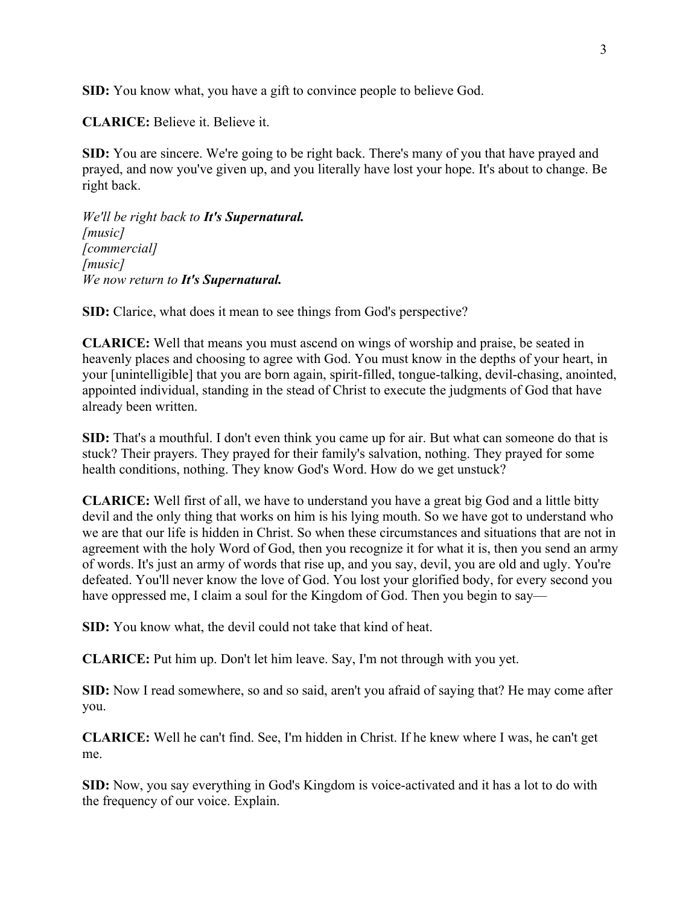**SID:** You know what, you have a gift to convince people to believe God.

**CLARICE:** Believe it. Believe it.

**SID:** You are sincere. We're going to be right back. There's many of you that have prayed and prayed, and now you've given up, and you literally have lost your hope. It's about to change. Be right back.

*We'll be right back to **It's Supernatural.***
*[music]*
*[commercial]*
*[music]*
*We now return to **It's Supernatural.***

**SID:** Clarice, what does it mean to see things from God's perspective?

**CLARICE:** Well that means you must ascend on wings of worship and praise, be seated in heavenly places and choosing to agree with God. You must know in the depths of your heart, in your [unintelligible] that you are born again, spirit-filled, tongue-talking, devil-chasing, anointed, appointed individual, standing in the stead of Christ to execute the judgments of God that have already been written.

**SID:** That's a mouthful. I don't even think you came up for air. But what can someone do that is stuck? Their prayers. They prayed for their family's salvation, nothing. They prayed for some health conditions, nothing. They know God's Word. How do we get unstuck?

**CLARICE:** Well first of all, we have to understand you have a great big God and a little bitty devil and the only thing that works on him is his lying mouth. So we have got to understand who we are that our life is hidden in Christ. So when these circumstances and situations that are not in agreement with the holy Word of God, then you recognize it for what it is, then you send an army of words. It's just an army of words that rise up, and you say, devil, you are old and ugly. You're defeated. You'll never know the love of God. You lost your glorified body, for every second you have oppressed me, I claim a soul for the Kingdom of God. Then you begin to say—

**SID:** You know what, the devil could not take that kind of heat.

**CLARICE:** Put him up. Don't let him leave. Say, I'm not through with you yet.

**SID:** Now I read somewhere, so and so said, aren't you afraid of saying that? He may come after you.

**CLARICE:** Well he can't find. See, I'm hidden in Christ. If he knew where I was, he can't get me.

**SID:** Now, you say everything in God's Kingdom is voice-activated and it has a lot to do with the frequency of our voice. Explain.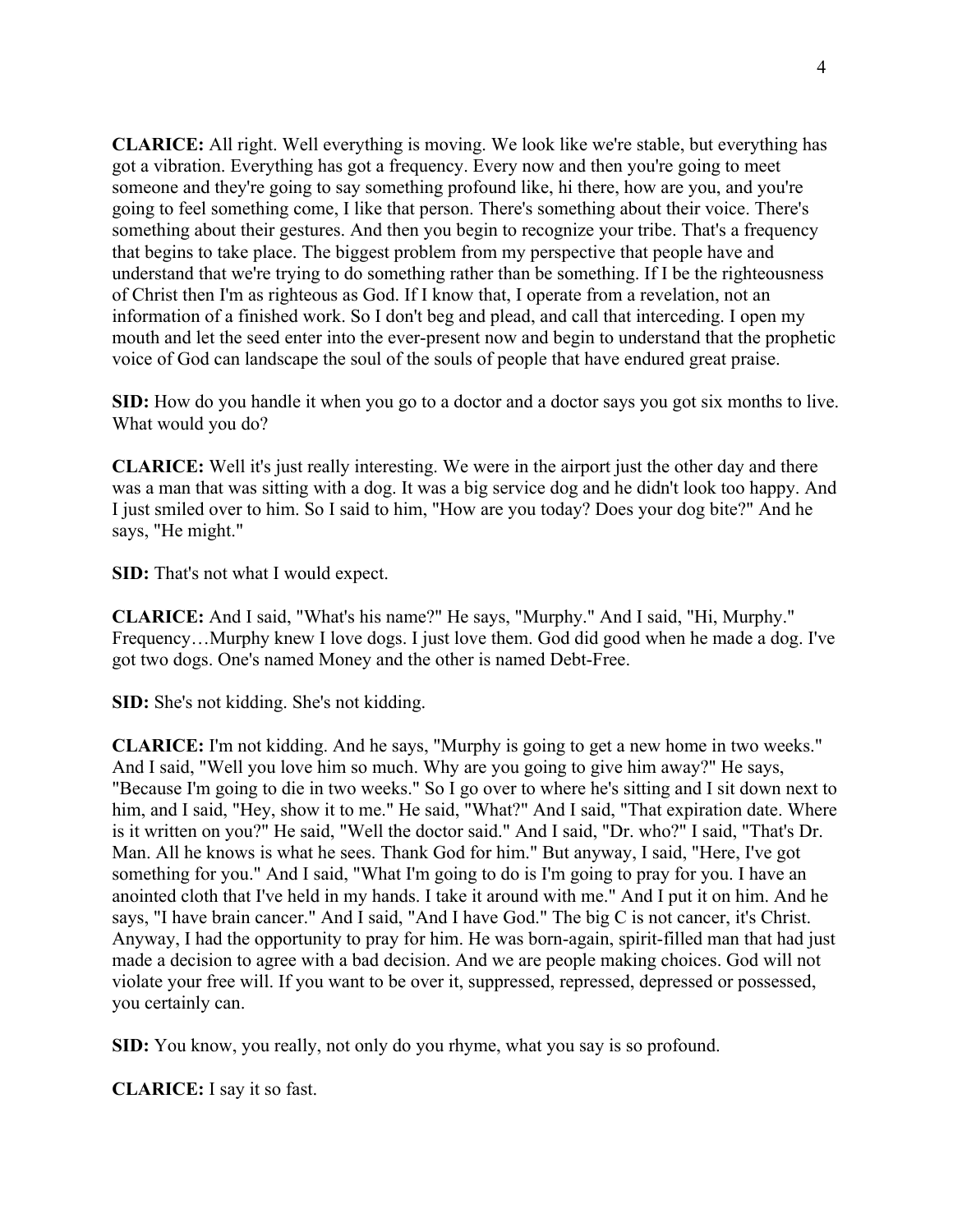**CLARICE:** All right. Well everything is moving. We look like we're stable, but everything has got a vibration. Everything has got a frequency. Every now and then you're going to meet someone and they're going to say something profound like, hi there, how are you, and you're going to feel something come, I like that person. There's something about their voice. There's something about their gestures. And then you begin to recognize your tribe. That's a frequency that begins to take place. The biggest problem from my perspective that people have and understand that we're trying to do something rather than be something. If I be the righteousness of Christ then I'm as righteous as God. If I know that, I operate from a revelation, not an information of a finished work. So I don't beg and plead, and call that interceding. I open my mouth and let the seed enter into the ever-present now and begin to understand that the prophetic voice of God can landscape the soul of the souls of people that have endured great praise.

**SID:** How do you handle it when you go to a doctor and a doctor says you got six months to live. What would you do?

**CLARICE:** Well it's just really interesting. We were in the airport just the other day and there was a man that was sitting with a dog. It was a big service dog and he didn't look too happy. And I just smiled over to him. So I said to him, "How are you today? Does your dog bite?" And he says, "He might."

**SID:** That's not what I would expect.

**CLARICE:** And I said, "What's his name?" He says, "Murphy." And I said, "Hi, Murphy." Frequency…Murphy knew I love dogs. I just love them. God did good when he made a dog. I've got two dogs. One's named Money and the other is named Debt-Free.

**SID:** She's not kidding. She's not kidding.

**CLARICE:** I'm not kidding. And he says, "Murphy is going to get a new home in two weeks." And I said, "Well you love him so much. Why are you going to give him away?" He says, "Because I'm going to die in two weeks." So I go over to where he's sitting and I sit down next to him, and I said, "Hey, show it to me." He said, "What?" And I said, "That expiration date. Where is it written on you?" He said, "Well the doctor said." And I said, "Dr. who?" I said, "That's Dr. Man. All he knows is what he sees. Thank God for him." But anyway, I said, "Here, I've got something for you." And I said, "What I'm going to do is I'm going to pray for you. I have an anointed cloth that I've held in my hands. I take it around with me." And I put it on him. And he says, "I have brain cancer." And I said, "And I have God." The big C is not cancer, it's Christ. Anyway, I had the opportunity to pray for him. He was born-again, spirit-filled man that had just made a decision to agree with a bad decision. And we are people making choices. God will not violate your free will. If you want to be over it, suppressed, repressed, depressed or possessed, you certainly can.

**SID:** You know, you really, not only do you rhyme, what you say is so profound.

**CLARICE:** I say it so fast.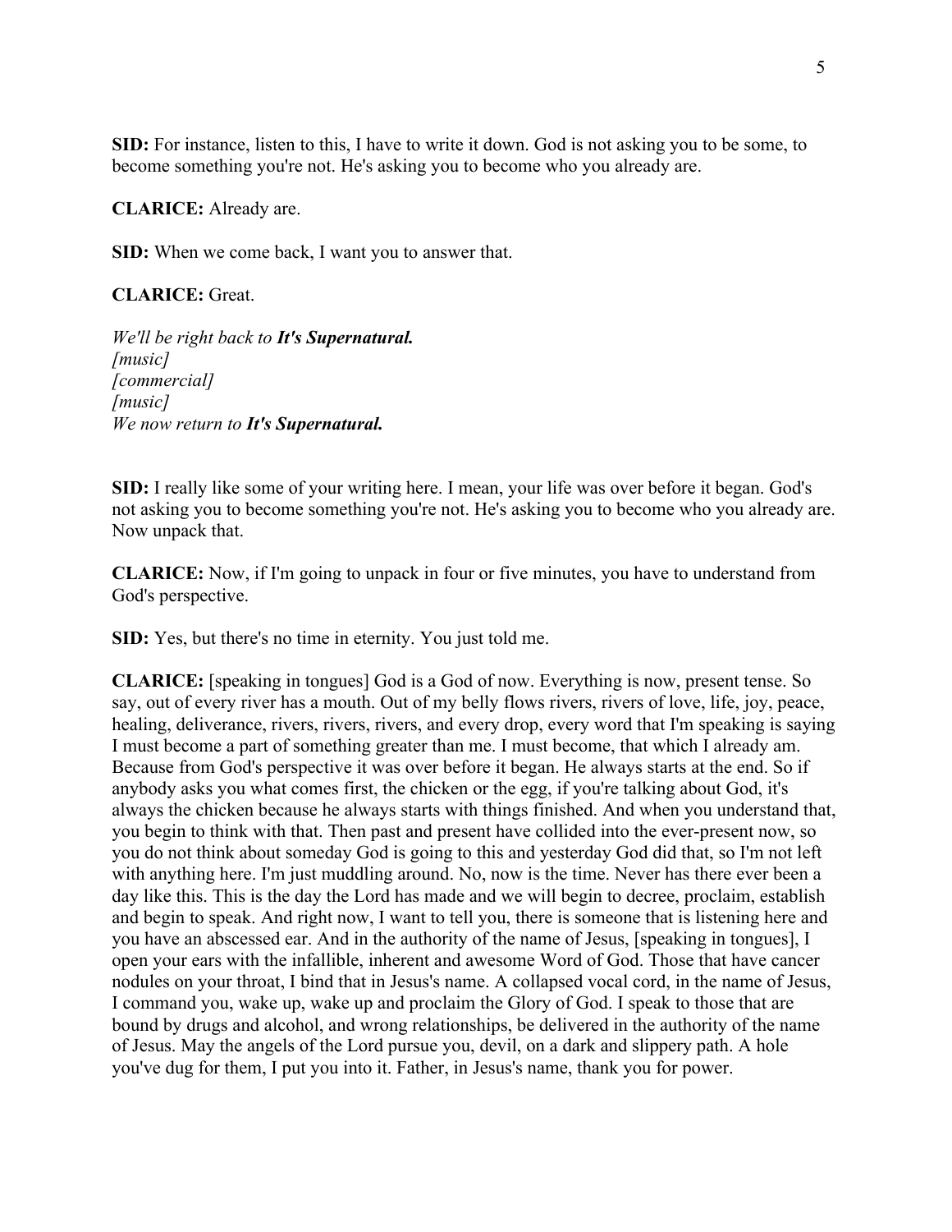**SID:** For instance, listen to this, I have to write it down. God is not asking you to be some, to become something you're not. He's asking you to become who you already are.

**CLARICE:** Already are.

**SID:** When we come back, I want you to answer that.

**CLARICE:** Great.

*We'll be right back to* ***It's Supernatural.***
*[music]*
*[commercial]*
*[music]*
*We now return to* ***It's Supernatural.***

**SID:** I really like some of your writing here. I mean, your life was over before it began. God's not asking you to become something you're not. He's asking you to become who you already are. Now unpack that.

**CLARICE:** Now, if I'm going to unpack in four or five minutes, you have to understand from God's perspective.

**SID:** Yes, but there's no time in eternity. You just told me.

**CLARICE:** [speaking in tongues] God is a God of now. Everything is now, present tense. So say, out of every river has a mouth. Out of my belly flows rivers, rivers of love, life, joy, peace, healing, deliverance, rivers, rivers, rivers, and every drop, every word that I'm speaking is saying I must become a part of something greater than me. I must become, that which I already am. Because from God's perspective it was over before it began. He always starts at the end. So if anybody asks you what comes first, the chicken or the egg, if you're talking about God, it's always the chicken because he always starts with things finished. And when you understand that, you begin to think with that. Then past and present have collided into the ever-present now, so you do not think about someday God is going to this and yesterday God did that, so I'm not left with anything here. I'm just muddling around. No, now is the time. Never has there ever been a day like this. This is the day the Lord has made and we will begin to decree, proclaim, establish and begin to speak. And right now, I want to tell you, there is someone that is listening here and you have an abscessed ear. And in the authority of the name of Jesus, [speaking in tongues], I open your ears with the infallible, inherent and awesome Word of God. Those that have cancer nodules on your throat, I bind that in Jesus's name. A collapsed vocal cord, in the name of Jesus, I command you, wake up, wake up and proclaim the Glory of God. I speak to those that are bound by drugs and alcohol, and wrong relationships, be delivered in the authority of the name of Jesus. May the angels of the Lord pursue you, devil, on a dark and slippery path. A hole you've dug for them, I put you into it. Father, in Jesus's name, thank you for power.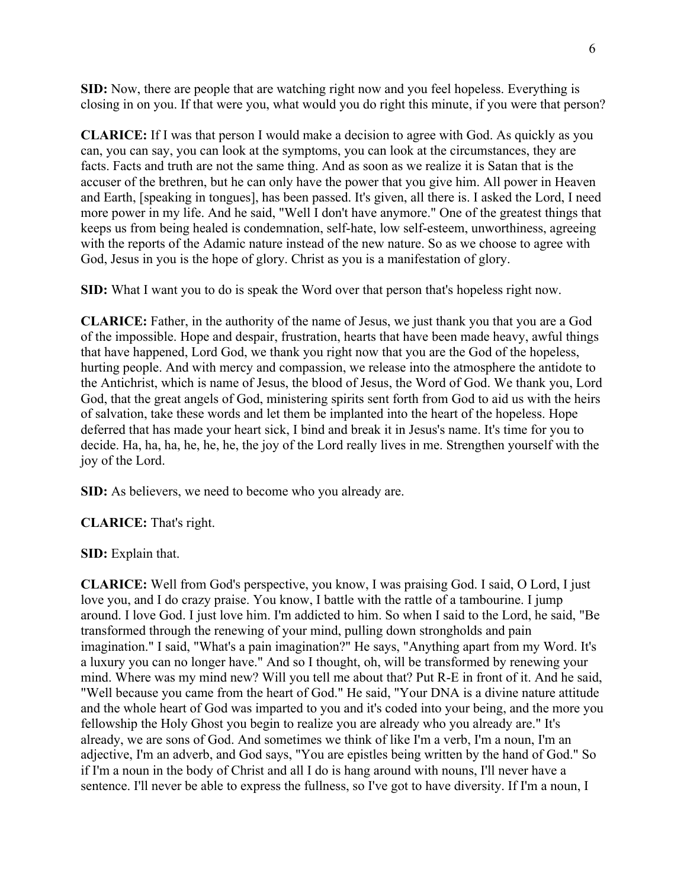**SID:** Now, there are people that are watching right now and you feel hopeless. Everything is closing in on you. If that were you, what would you do right this minute, if you were that person?

**CLARICE:** If I was that person I would make a decision to agree with God. As quickly as you can, you can say, you can look at the symptoms, you can look at the circumstances, they are facts. Facts and truth are not the same thing. And as soon as we realize it is Satan that is the accuser of the brethren, but he can only have the power that you give him. All power in Heaven and Earth, [speaking in tongues], has been passed. It's given, all there is. I asked the Lord, I need more power in my life. And he said, "Well I don't have anymore." One of the greatest things that keeps us from being healed is condemnation, self-hate, low self-esteem, unworthiness, agreeing with the reports of the Adamic nature instead of the new nature. So as we choose to agree with God, Jesus in you is the hope of glory. Christ as you is a manifestation of glory.

**SID:** What I want you to do is speak the Word over that person that's hopeless right now.

**CLARICE:** Father, in the authority of the name of Jesus, we just thank you that you are a God of the impossible. Hope and despair, frustration, hearts that have been made heavy, awful things that have happened, Lord God, we thank you right now that you are the God of the hopeless, hurting people. And with mercy and compassion, we release into the atmosphere the antidote to the Antichrist, which is name of Jesus, the blood of Jesus, the Word of God. We thank you, Lord God, that the great angels of God, ministering spirits sent forth from God to aid us with the heirs of salvation, take these words and let them be implanted into the heart of the hopeless. Hope deferred that has made your heart sick, I bind and break it in Jesus's name. It's time for you to decide. Ha, ha, ha, he, he, he, the joy of the Lord really lives in me. Strengthen yourself with the joy of the Lord.

**SID:** As believers, we need to become who you already are.

**CLARICE:** That's right.

**SID:** Explain that.

**CLARICE:** Well from God's perspective, you know, I was praising God. I said, O Lord, I just love you, and I do crazy praise. You know, I battle with the rattle of a tambourine. I jump around. I love God. I just love him. I'm addicted to him. So when I said to the Lord, he said, "Be transformed through the renewing of your mind, pulling down strongholds and pain imagination." I said, "What's a pain imagination?" He says, "Anything apart from my Word. It's a luxury you can no longer have." And so I thought, oh, will be transformed by renewing your mind. Where was my mind new? Will you tell me about that? Put R-E in front of it. And he said, "Well because you came from the heart of God." He said, "Your DNA is a divine nature attitude and the whole heart of God was imparted to you and it's coded into your being, and the more you fellowship the Holy Ghost you begin to realize you are already who you already are." It's already, we are sons of God. And sometimes we think of like I'm a verb, I'm a noun, I'm an adjective, I'm an adverb, and God says, "You are epistles being written by the hand of God." So if I'm a noun in the body of Christ and all I do is hang around with nouns, I'll never have a sentence. I'll never be able to express the fullness, so I've got to have diversity. If I'm a noun, I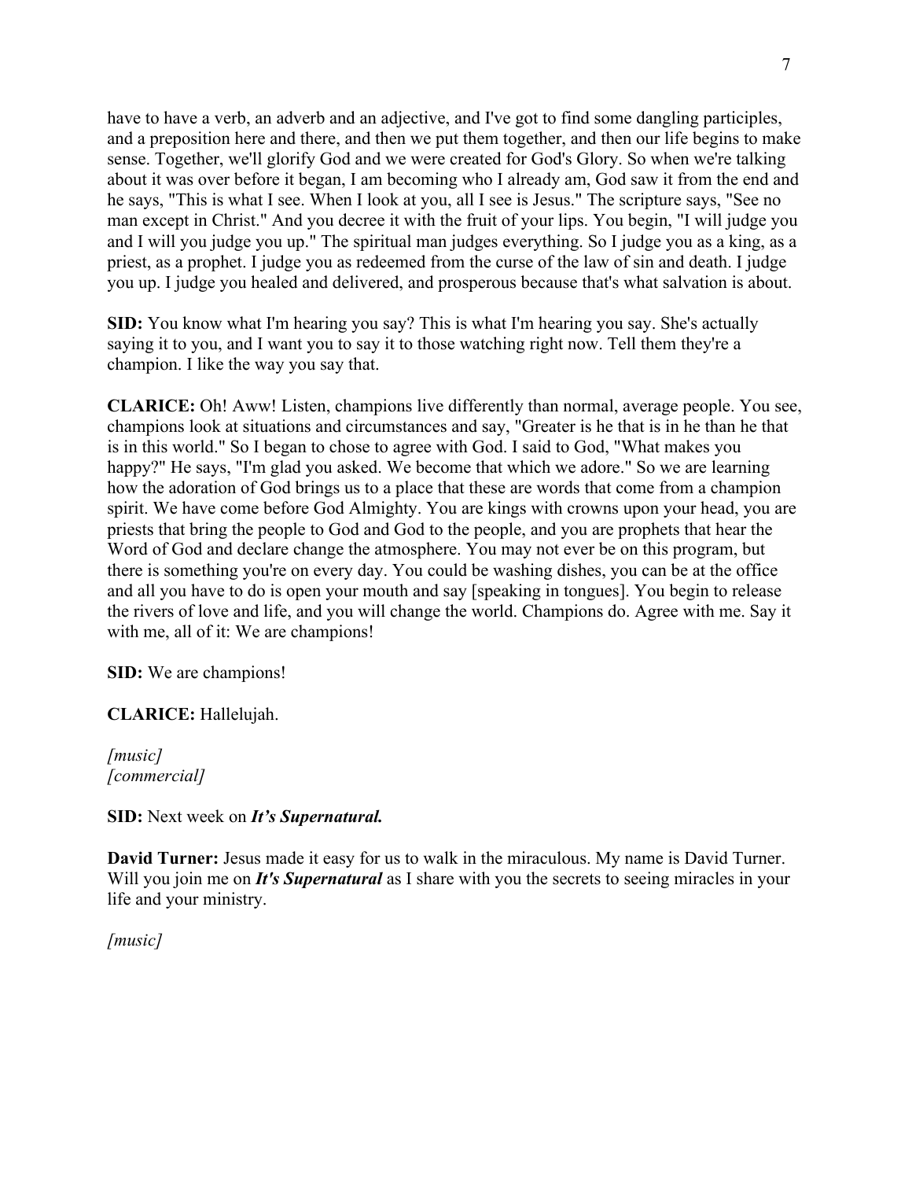have to have a verb, an adverb and an adjective, and I've got to find some dangling participles, and a preposition here and there, and then we put them together, and then our life begins to make sense. Together, we'll glorify God and we were created for God's Glory. So when we're talking about it was over before it began, I am becoming who I already am, God saw it from the end and he says, "This is what I see. When I look at you, all I see is Jesus." The scripture says, "See no man except in Christ." And you decree it with the fruit of your lips. You begin, "I will judge you and I will you judge you up." The spiritual man judges everything. So I judge you as a king, as a priest, as a prophet. I judge you as redeemed from the curse of the law of sin and death. I judge you up. I judge you healed and delivered, and prosperous because that's what salvation is about.

**SID:** You know what I'm hearing you say? This is what I'm hearing you say. She's actually saying it to you, and I want you to say it to those watching right now. Tell them they're a champion. I like the way you say that.

**CLARICE:** Oh! Aww! Listen, champions live differently than normal, average people. You see, champions look at situations and circumstances and say, "Greater is he that is in he than he that is in this world." So I began to chose to agree with God. I said to God, "What makes you happy?" He says, "I'm glad you asked. We become that which we adore." So we are learning how the adoration of God brings us to a place that these are words that come from a champion spirit. We have come before God Almighty. You are kings with crowns upon your head, you are priests that bring the people to God and God to the people, and you are prophets that hear the Word of God and declare change the atmosphere. You may not ever be on this program, but there is something you're on every day. You could be washing dishes, you can be at the office and all you have to do is open your mouth and say [speaking in tongues]. You begin to release the rivers of love and life, and you will change the world. Champions do. Agree with me. Say it with me, all of it: We are champions!

**SID:** We are champions!

**CLARICE:** Hallelujah.

*[music]*
*[commercial]*

**SID:** Next week on ***It's Supernatural.***

**David Turner:** Jesus made it easy for us to walk in the miraculous. My name is David Turner. Will you join me on ***It's Supernatural*** as I share with you the secrets to seeing miracles in your life and your ministry.

*[music]*